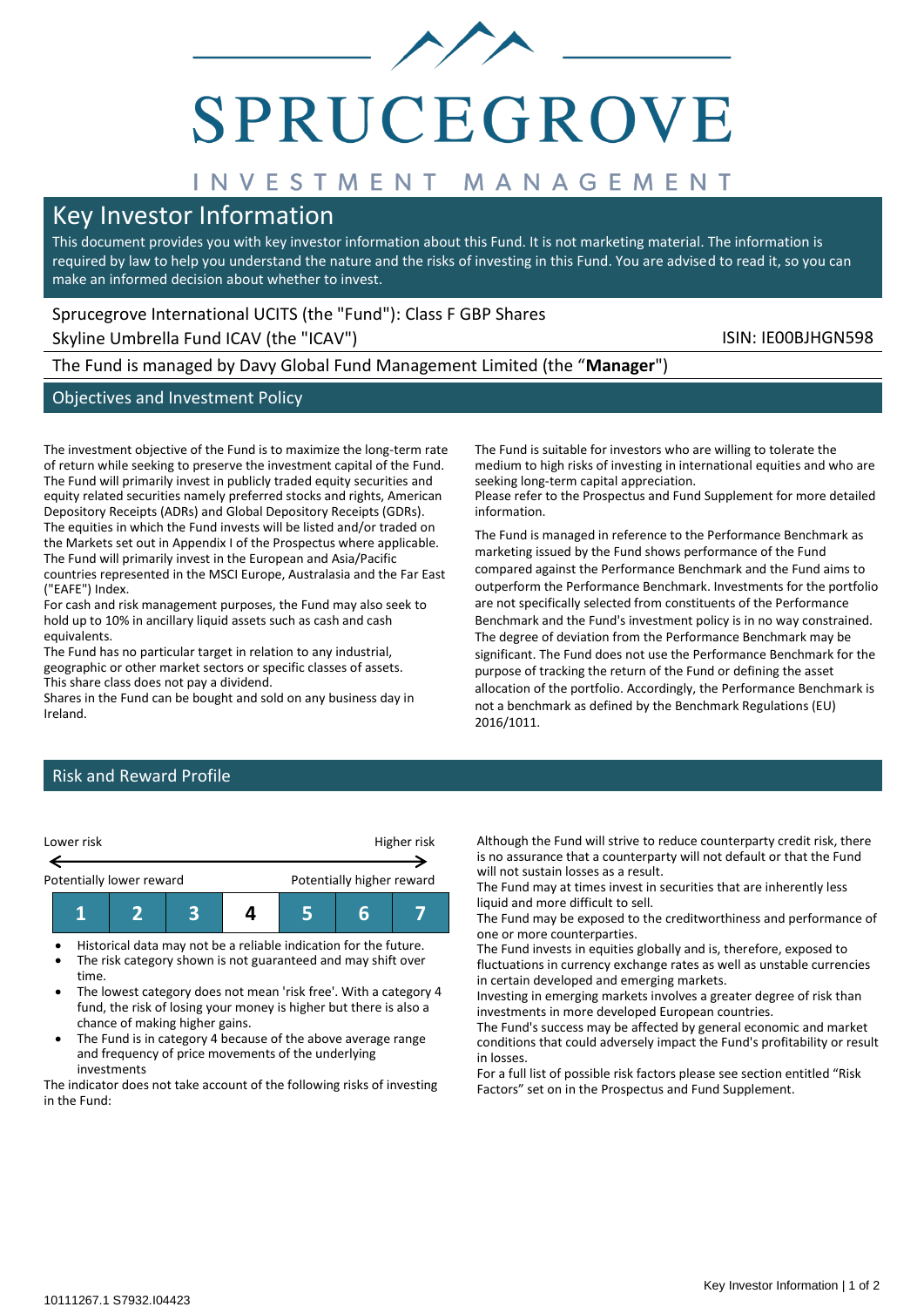# SPRUCEGROVE

INVESTMENT MANAGEMENT

## Key Investor Information

This document provides you with key investor information about this Fund. It is not marketing material. The information is required by law to help you understand the nature and the risks of investing in this Fund. You are advised to read it, so you can make an informed decision about whether to invest.

Sprucegrove International UCITS (the "Fund"): Class F GBP Shares

Skyline Umbrella Fund ICAV (the "ICAV") ISIN: IE00BJHGN598

The Fund is managed by Davy Global Fund Management Limited (the "**Manager**")

## Objectives and Investment Policy

The investment objective of the Fund is to maximize the long-term rate of return while seeking to preserve the investment capital of the Fund. The Fund will primarily invest in publicly traded equity securities and equity related securities namely preferred stocks and rights, American Depository Receipts (ADRs) and Global Depository Receipts (GDRs). The equities in which the Fund invests will be listed and/or traded on the Markets set out in Appendix I of the Prospectus where applicable. The Fund will primarily invest in the European and Asia/Pacific countries represented in the MSCI Europe, Australasia and the Far East ("EAFE") Index.

For cash and risk management purposes, the Fund may also seek to hold up to 10% in ancillary liquid assets such as cash and cash equivalents.

The Fund has no particular target in relation to any industrial, geographic or other market sectors or specific classes of assets.

This share class does not pay a dividend.

Shares in the Fund can be bought and sold on any business day in Ireland.

The Fund is suitable for investors who are willing to tolerate the medium to high risks of investing in international equities and who are seeking long-term capital appreciation.

Please refer to the Prospectus and Fund Supplement for more detailed information.

The Fund is managed in reference to the Performance Benchmark as marketing issued by the Fund shows performance of the Fund compared against the Performance Benchmark and the Fund aims to outperform the Performance Benchmark. Investments for the portfolio are not specifically selected from constituents of the Performance Benchmark and the Fund's investment policy is in no way constrained. The degree of deviation from the Performance Benchmark may be significant. The Fund does not use the Performance Benchmark for the purpose of tracking the return of the Fund or defining the asset allocation of the portfolio. Accordingly, the Performance Benchmark is not a benchmark as defined by the Benchmark Regulations (EU) 2016/1011.

## Risk and Reward Profile

Lower risk ← → Higher risk

Potentially lower reward — Potentially higher reward

| 1 | 2 | 3 | **4** | 5 | 6 | 7 |
|---|---|---|---|---|---|---|

- Historical data may not be a reliable indication for the future.
- The risk category shown is not guaranteed and may shift over time.
- The lowest category does not mean 'risk free'. With a category 4 fund, the risk of losing your money is higher but there is also a chance of making higher gains.
- The Fund is in category 4 because of the above average range and frequency of price movements of the underlying investments

The indicator does not take account of the following risks of investing in the Fund:

Although the Fund will strive to reduce counterparty credit risk, there is no assurance that a counterparty will not default or that the Fund will not sustain losses as a result.

The Fund may at times invest in securities that are inherently less liquid and more difficult to sell.

The Fund may be exposed to the creditworthiness and performance of one or more counterparties.

The Fund invests in equities globally and is, therefore, exposed to fluctuations in currency exchange rates as well as unstable currencies in certain developed and emerging markets.

Investing in emerging markets involves a greater degree of risk than investments in more developed European countries.

The Fund's success may be affected by general economic and market conditions that could adversely impact the Fund's profitability or result in losses.

For a full list of possible risk factors please see section entitled "Risk Factors" set on in the Prospectus and Fund Supplement.

10111267.1 S7932.I04423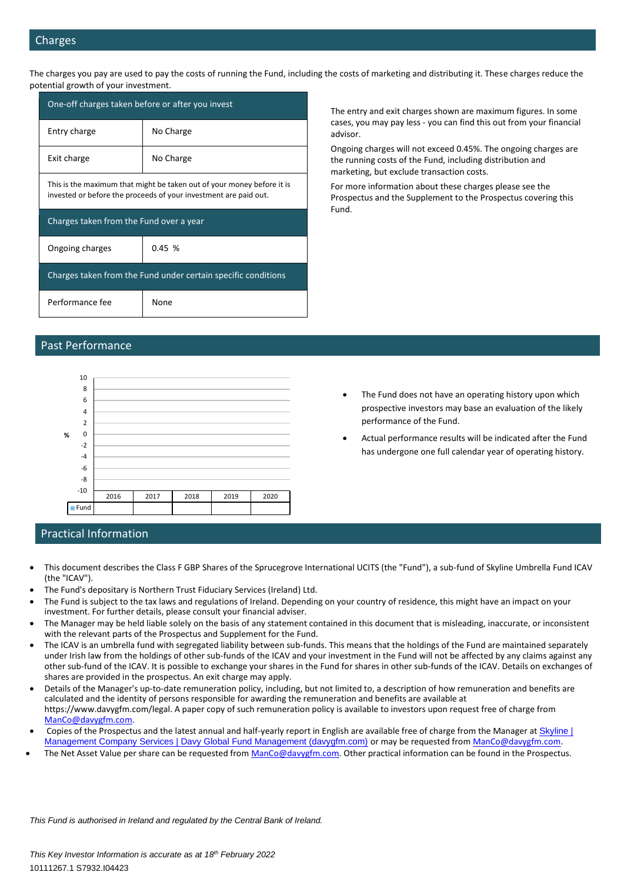## Charges

The charges you pay are used to pay the costs of running the Fund, including the costs of marketing and distributing it. These charges reduce the potential growth of your investment.

| One-off charges taken before or after you invest | |
|---|---|
| Entry charge | No Charge |
| Exit charge | No Charge |
| This is the maximum that might be taken out of your money before it is invested or before the proceeds of your investment are paid out. | |
| **Charges taken from the Fund over a year** | |
| Ongoing charges | 0.45 % |
| **Charges taken from the Fund under certain specific conditions** | |
| Performance fee | None |

The entry and exit charges shown are maximum figures. In some cases, you may pay less - you can find this out from your financial advisor.

Ongoing charges will not exceed 0.45%. The ongoing charges are the running costs of the Fund, including distribution and marketing, but exclude transaction costs.

For more information about these charges please see the Prospectus and the Supplement to the Prospectus covering this Fund.

## Past Performance

%

10
8
6
4
2
0
-2
-4
-6
-8
-10

2016 2017 2018 2019 2020

Fund

- The Fund does not have an operating history upon which prospective investors may base an evaluation of the likely performance of the Fund.
- Actual performance results will be indicated after the Fund has undergone one full calendar year of operating history.

## Practical Information

- This document describes the Class F GBP Shares of the Sprucegrove International UCITS (the "Fund"), a sub-fund of Skyline Umbrella Fund ICAV (the "ICAV").
- The Fund's depositary is Northern Trust Fiduciary Services (Ireland) Ltd.
- The Fund is subject to the tax laws and regulations of Ireland. Depending on your country of residence, this might have an impact on your investment. For further details, please consult your financial adviser.
- The Manager may be held liable solely on the basis of any statement contained in this document that is misleading, inaccurate, or inconsistent with the relevant parts of the Prospectus and Supplement for the Fund.
- The ICAV is an umbrella fund with segregated liability between sub-funds. This means that the holdings of the Fund are maintained separately under Irish law from the holdings of other sub-funds of the ICAV and your investment in the Fund will not be affected by any claims against any other sub-fund of the ICAV. It is possible to exchange your shares in the Fund for shares in other sub-funds of the ICAV. Details on exchanges of shares are provided in the prospectus. An exit charge may apply.
- Details of the Manager's up-to-date remuneration policy, including, but not limited to, a description of how remuneration and benefits are calculated and the identity of persons responsible for awarding the remuneration and benefits are available at https://www.davygfm.com/legal. A paper copy of such remuneration policy is available to investors upon request free of charge from ManCo@davygfm.com.
- Copies of the Prospectus and the latest annual and half-yearly report in English are available free of charge from the Manager at Skyline | Management Company Services | Davy Global Fund Management (davygfm.com) or may be requested from ManCo@davygfm.com.
- The Net Asset Value per share can be requested from ManCo@davygfm.com. Other practical information can be found in the Prospectus.

*This Fund is authorised in Ireland and regulated by the Central Bank of Ireland.*

*This Key Investor Information is accurate as at 18th February 2022*

10111267.1 S7932.I04423